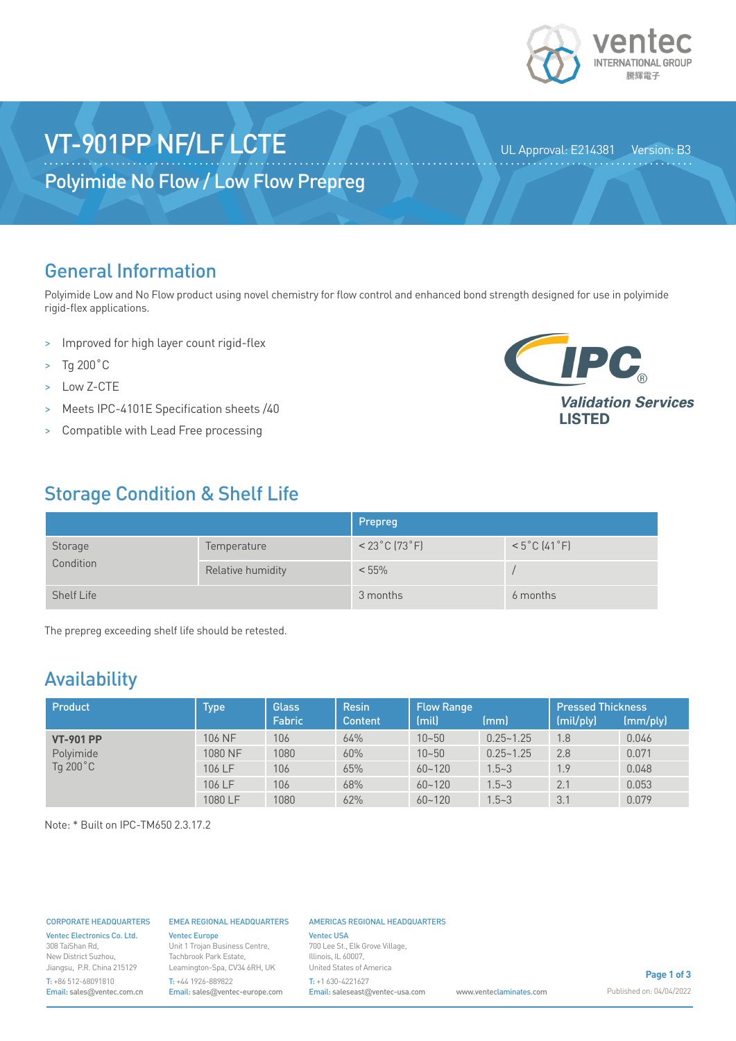# VT-901PP NF/LF LCTE

UL Approval: E214381 Version: B3

## Polyimide No Flow / Low Flow Prepreg

## General Information

Polyimide Low and No Flow product using novel chemistry for flow control and enhanced bond strength designed for use in polyimide rigid-flex applications.

- Improved for high layer count rigid-flex
- Tg 200˚C
- Low Z-CTE
- Meets IPC-4101E Specification sheets /40
- Compatible with Lead Free processing

IPC® Validation Services LISTED

## Storage Condition & Shelf Life

| | | Prepreg | |
|---|---|---|---|
| Storage Condition | Temperature | < 23˚C (73˚F) | < 5˚C (41˚F) |
| | Relative humidity | < 55% | / |
| Shelf Life | | 3 months | 6 months |

The prepreg exceeding shelf life should be retested.

## Availability

| Product | Type | Glass Fabric | Resin Content | Flow Range (mil) | (mm) | Pressed Thickness (mil/ply) | (mm/ply) |
|---|---|---|---|---|---|---|---|
| **VT-901 PP** Polyimide Tg 200˚C | 106 NF | 106 | 64% | 10~50 | 0.25~1.25 | 1.8 | 0.046 |
| | 1080 NF | 1080 | 60% | 10~50 | 0.25~1.25 | 2.8 | 0.071 |
| | 106 LF | 106 | 65% | 60~120 | 1.5~3 | 1.9 | 0.048 |
| | 106 LF | 106 | 68% | 60~120 | 1.5~3 | 2.1 | 0.053 |
| | 1080 LF | 1080 | 62% | 60~120 | 1.5~3 | 3.1 | 0.079 |

Note: * Built on IPC-TM650 2.3.17.2

**CORPORATE HEADQUARTERS**
Ventec Electronics Co. Ltd.
308 TaiShan Rd,
New District Suzhou,
Jiangsu, P.R. China 215129
T: +86 512-68091810
Email: sales@ventec.com.cn

**EMEA REGIONAL HEADQUARTERS**
Ventec Europe
Unit 1 Trojan Business Centre,
Tachbrook Park Estate,
Leamington-Spa, CV34 6RH, UK
T: +44 1926-889822
Email: sales@ventec-europe.com

**AMERICAS REGIONAL HEADQUARTERS**
Ventec USA
700 Lee St., Elk Grove Village,
Illinois, IL 60007,
United States of America
T: +1 630-4221627
Email: saleseast@ventec-usa.com

www.venteclaminates.com

Published on: 04/04/2022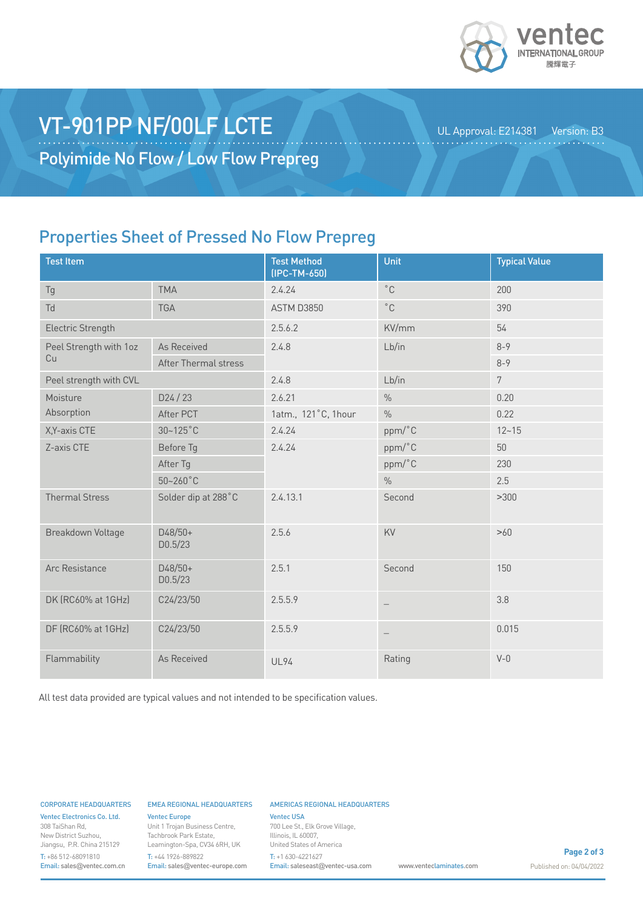# VT-901PP NF/00LF LCTE

UL Approval: E214381 Version: B3

## Polyimide No Flow / Low Flow Prepreg

## Properties Sheet of Pressed No Flow Prepreg

| Test Item | | Test Method (IPC-TM-650) | Unit | Typical Value |
|---|---|---|---|---|
| Tg | TMA | 2.4.24 | ˚C | 200 |
| Td | TGA | ASTM D3850 | ˚C | 390 |
| Electric Strength | | 2.5.6.2 | KV/mm | 54 |
| Peel Strength with 1oz Cu | As Received | 2.4.8 | Lb/in | 8-9 |
| | After Thermal stress | | | 8-9 |
| Peel strength with CVL | | 2.4.8 | Lb/in | 7 |
| Moisture Absorption | D24 / 23 | 2.6.21 | % | 0.20 |
| | After PCT | 1atm., 121˚C, 1hour | % | 0.22 |
| X,Y-axis CTE | 30~125˚C | 2.4.24 | ppm/˚C | 12~15 |
| Z-axis CTE | Before Tg | 2.4.24 | ppm/˚C | 50 |
| | After Tg | | ppm/˚C | 230 |
| | 50~260˚C | | % | 2.5 |
| Thermal Stress | Solder dip at 288˚C | 2.4.13.1 | Second | >300 |
| Breakdown Voltage | D48/50+ D0.5/23 | 2.5.6 | KV | >60 |
| Arc Resistance | D48/50+ D0.5/23 | 2.5.1 | Second | 150 |
| DK (RC60% at 1GHz) | C24/23/50 | 2.5.5.9 | _ | 3.8 |
| DF (RC60% at 1GHz) | C24/23/50 | 2.5.5.9 | _ | 0.015 |
| Flammability | As Received | UL94 | Rating | V-0 |

All test data provided are typical values and not intended to be specification values.

**CORPORATE HEADQUARTERS**
Ventec Electronics Co. Ltd.
308 TaiShan Rd,
New District Suzhou,
Jiangsu, P.R. China 215129
T: +86 512-68091810
Email: sales@ventec.com.cn

**EMEA REGIONAL HEADQUARTERS**
Ventec Europe
Unit 1 Trojan Business Centre,
Tachbrook Park Estate,
Leamington-Spa, CV34 6RH, UK
T: +44 1926-889822
Email: sales@ventec-europe.com

**AMERICAS REGIONAL HEADQUARTERS**
Ventec USA
700 Lee St., Elk Grove Village,
Illinois, IL 60007,
United States of America
T: +1 630-4221627
Email: saleseast@ventec-usa.com

www.venteclaminates.com

Published on: 04/04/2022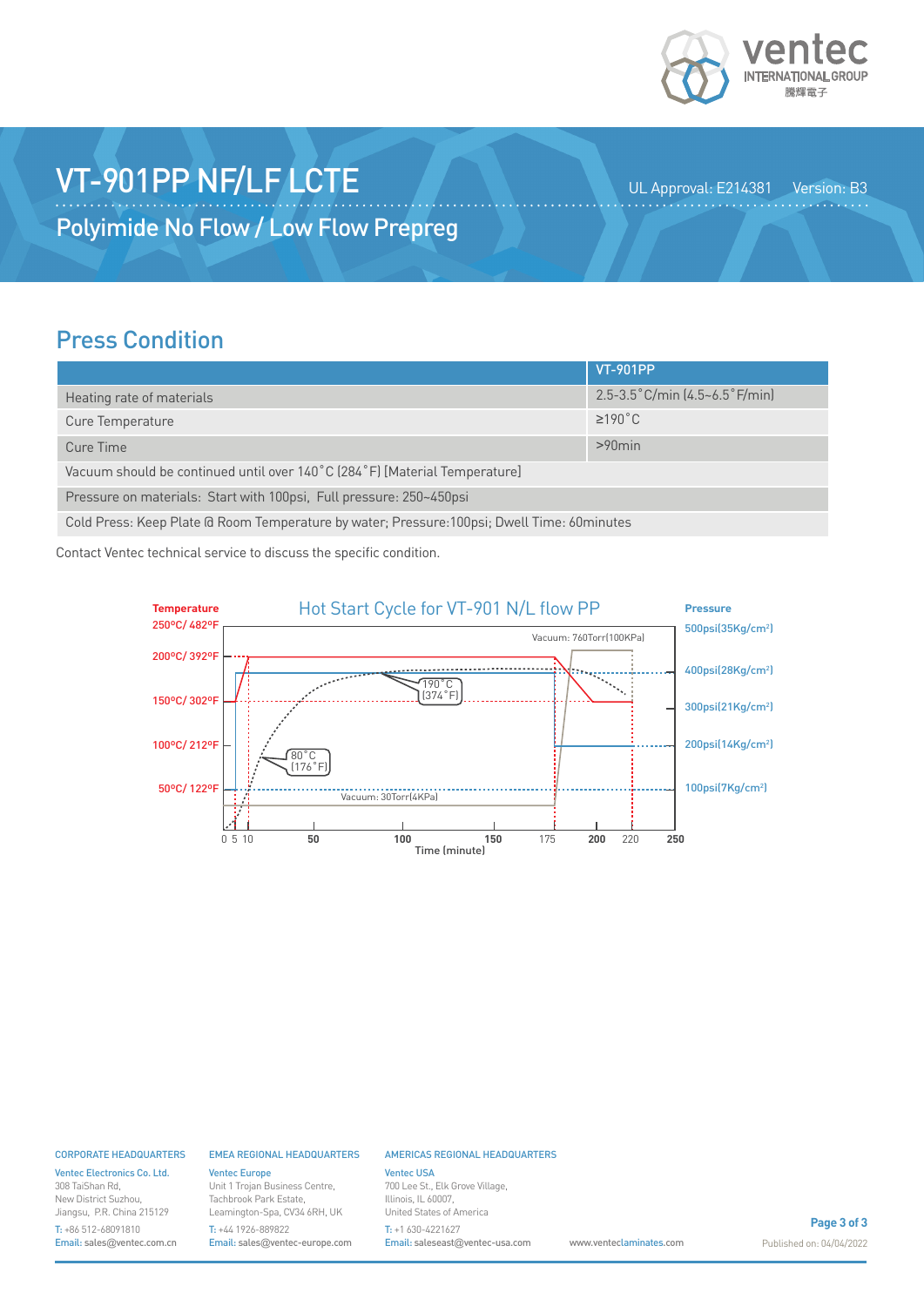# VT-901PP NF/LF LCTE

UL Approval: E214381 Version: B3

## Polyimide No Flow / Low Flow Prepreg

## Press Condition

| | VT-901PP |
|---|---|
| Heating rate of materials | 2.5-3.5˚C/min (4.5~6.5˚F/min) |
| Cure Temperature | ≥190˚C |
| Cure Time | >90min |
| Vacuum should be continued until over 140˚C (284˚F) (Material Temperature) | |
| Pressure on materials: Start with 100psi, Full pressure: 250~450psi | |
| Cold Press: Keep Plate @ Room Temperature by water; Pressure:100psi; Dwell Time: 60minutes | |

Contact Ventec technical service to discuss the specific condition.

Hot Start Cycle for VT-901 N/L flow PP

Temperature

250ºC/ 482ºF

200ºC/ 392ºF

150ºC/ 302ºF

100ºC/ 212ºF

50ºC/ 122ºF

Pressure

500psi(35Kg/cm²)

400psi(28Kg/cm²)

300psi(21Kg/cm²)

200psi(14Kg/cm²)

100psi(7Kg/cm²)

Vacuum: 760Torr(100KPa)

190˚C (374˚F)

80˚C (176˚F)

Vacuum: 30Torr(4KPa)

0 5 10 50 100 150 175 200 220 250

Time (minute)

CORPORATE HEADQUARTERS

Ventec Electronics Co. Ltd.
308 TaiShan Rd,
New District Suzhou,
Jiangsu, P.R. China 215129
T: +86 512-68091810
Email: sales@ventec.com.cn

EMEA REGIONAL HEADQUARTERS

Ventec Europe
Unit 1 Trojan Business Centre,
Tachbrook Park Estate,
Leamington-Spa, CV34 6RH, UK
T: +44 1926-889822
Email: sales@ventec-europe.com

AMERICAS REGIONAL HEADQUARTERS

Ventec USA
700 Lee St., Elk Grove Village,
Illinois, IL 60007,
United States of America
T: +1 630-4221627
Email: saleseast@ventec-usa.com

www.venteclaminates.com

Published on: 04/04/2022